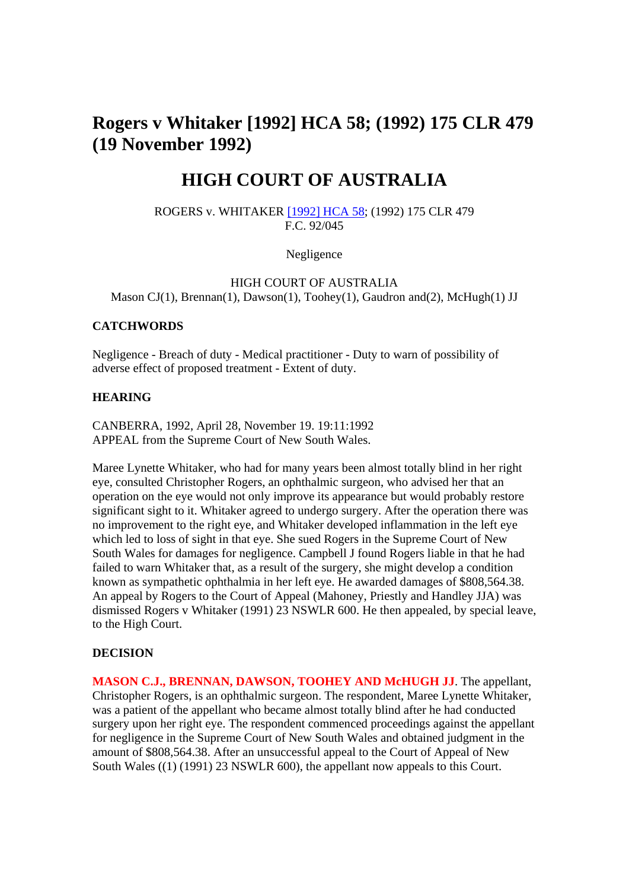# Rogers v Whitaker [1992] HCA 58; (1992) 175 CLR 479 (19 November 1992)

## HIGH COURT OF AUSTRALIA

ROGERS v. WHITAKER [1992] HCA 58; (1992) 175 CLR 479
F.C. 92/045

Negligence

HIGH COURT OF AUSTRALIA
Mason CJ(1), Brennan(1), Dawson(1), Toohey(1), Gaudron and(2), McHugh(1) JJ

### CATCHWORDS

Negligence - Breach of duty - Medical practitioner - Duty to warn of possibility of adverse effect of proposed treatment - Extent of duty.

### HEARING

CANBERRA, 1992, April 28, November 19. 19:11:1992
APPEAL from the Supreme Court of New South Wales.

Maree Lynette Whitaker, who had for many years been almost totally blind in her right eye, consulted Christopher Rogers, an ophthalmic surgeon, who advised her that an operation on the eye would not only improve its appearance but would probably restore significant sight to it. Whitaker agreed to undergo surgery. After the operation there was no improvement to the right eye, and Whitaker developed inflammation in the left eye which led to loss of sight in that eye. She sued Rogers in the Supreme Court of New South Wales for damages for negligence. Campbell J found Rogers liable in that he had failed to warn Whitaker that, as a result of the surgery, she might develop a condition known as sympathetic ophthalmia in her left eye. He awarded damages of $808,564.38. An appeal by Rogers to the Court of Appeal (Mahoney, Priestly and Handley JJA) was dismissed Rogers v Whitaker (1991) 23 NSWLR 600. He then appealed, by special leave, to the High Court.

### DECISION

**MASON C.J., BRENNAN, DAWSON, TOOHEY AND McHUGH JJ**. The appellant, Christopher Rogers, is an ophthalmic surgeon. The respondent, Maree Lynette Whitaker, was a patient of the appellant who became almost totally blind after he had conducted surgery upon her right eye. The respondent commenced proceedings against the appellant for negligence in the Supreme Court of New South Wales and obtained judgment in the amount of $808,564.38. After an unsuccessful appeal to the Court of Appeal of New South Wales ((1) (1991) 23 NSWLR 600), the appellant now appeals to this Court.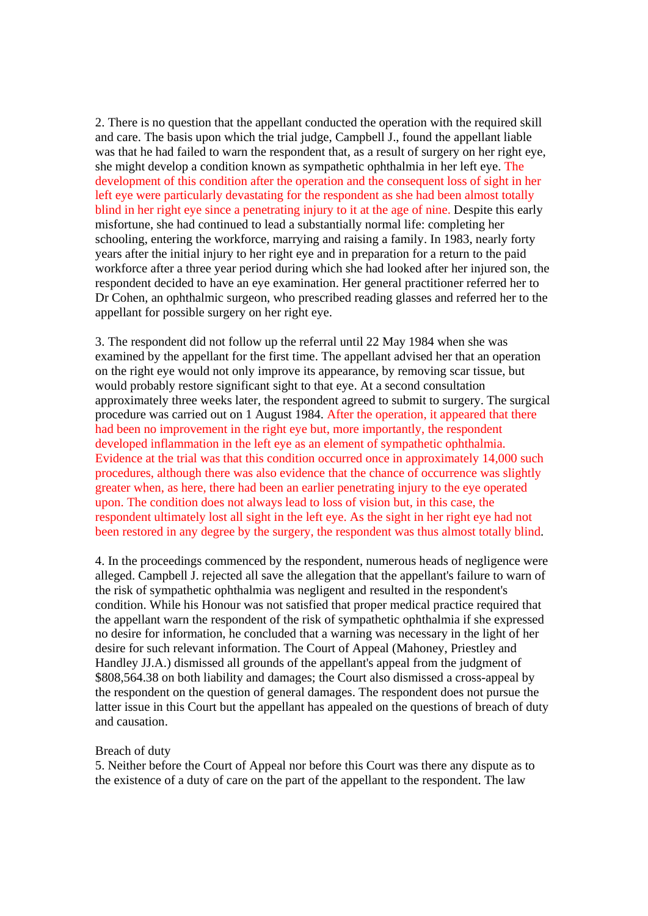2. There is no question that the appellant conducted the operation with the required skill and care. The basis upon which the trial judge, Campbell J., found the appellant liable was that he had failed to warn the respondent that, as a result of surgery on her right eye, she might develop a condition known as sympathetic ophthalmia in her left eye. The development of this condition after the operation and the consequent loss of sight in her left eye were particularly devastating for the respondent as she had been almost totally blind in her right eye since a penetrating injury to it at the age of nine. Despite this early misfortune, she had continued to lead a substantially normal life: completing her schooling, entering the workforce, marrying and raising a family. In 1983, nearly forty years after the initial injury to her right eye and in preparation for a return to the paid workforce after a three year period during which she had looked after her injured son, the respondent decided to have an eye examination. Her general practitioner referred her to Dr Cohen, an ophthalmic surgeon, who prescribed reading glasses and referred her to the appellant for possible surgery on her right eye.

3. The respondent did not follow up the referral until 22 May 1984 when she was examined by the appellant for the first time. The appellant advised her that an operation on the right eye would not only improve its appearance, by removing scar tissue, but would probably restore significant sight to that eye. At a second consultation approximately three weeks later, the respondent agreed to submit to surgery. The surgical procedure was carried out on 1 August 1984. After the operation, it appeared that there had been no improvement in the right eye but, more importantly, the respondent developed inflammation in the left eye as an element of sympathetic ophthalmia. Evidence at the trial was that this condition occurred once in approximately 14,000 such procedures, although there was also evidence that the chance of occurrence was slightly greater when, as here, there had been an earlier penetrating injury to the eye operated upon. The condition does not always lead to loss of vision but, in this case, the respondent ultimately lost all sight in the left eye. As the sight in her right eye had not been restored in any degree by the surgery, the respondent was thus almost totally blind.

4. In the proceedings commenced by the respondent, numerous heads of negligence were alleged. Campbell J. rejected all save the allegation that the appellant's failure to warn of the risk of sympathetic ophthalmia was negligent and resulted in the respondent's condition. While his Honour was not satisfied that proper medical practice required that the appellant warn the respondent of the risk of sympathetic ophthalmia if she expressed no desire for information, he concluded that a warning was necessary in the light of her desire for such relevant information. The Court of Appeal (Mahoney, Priestley and Handley JJ.A.) dismissed all grounds of the appellant's appeal from the judgment of $808,564.38 on both liability and damages; the Court also dismissed a cross-appeal by the respondent on the question of general damages. The respondent does not pursue the latter issue in this Court but the appellant has appealed on the questions of breach of duty and causation.

Breach of duty

5. Neither before the Court of Appeal nor before this Court was there any dispute as to the existence of a duty of care on the part of the appellant to the respondent. The law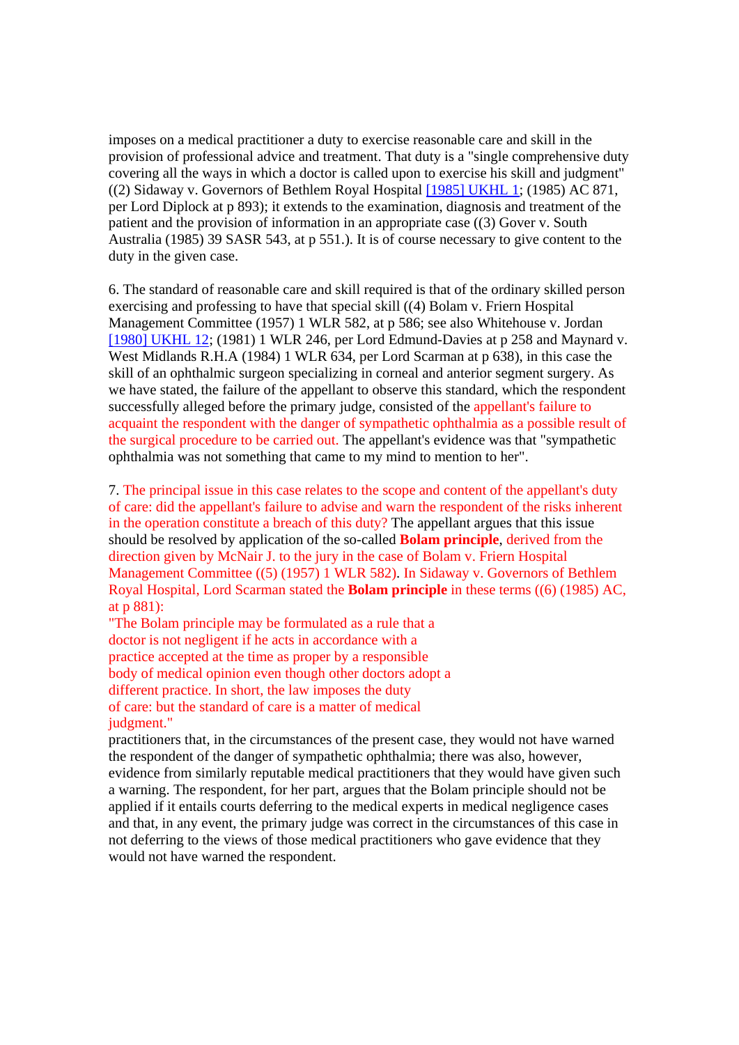imposes on a medical practitioner a duty to exercise reasonable care and skill in the provision of professional advice and treatment. That duty is a "single comprehensive duty covering all the ways in which a doctor is called upon to exercise his skill and judgment" ((2) Sidaway v. Governors of Bethlem Royal Hospital [1985] UKHL 1; (1985) AC 871, per Lord Diplock at p 893); it extends to the examination, diagnosis and treatment of the patient and the provision of information in an appropriate case ((3) Gover v. South Australia (1985) 39 SASR 543, at p 551.). It is of course necessary to give content to the duty in the given case.

6. The standard of reasonable care and skill required is that of the ordinary skilled person exercising and professing to have that special skill ((4) Bolam v. Friern Hospital Management Committee (1957) 1 WLR 582, at p 586; see also Whitehouse v. Jordan [1980] UKHL 12; (1981) 1 WLR 246, per Lord Edmund-Davies at p 258 and Maynard v. West Midlands R.H.A (1984) 1 WLR 634, per Lord Scarman at p 638), in this case the skill of an ophthalmic surgeon specializing in corneal and anterior segment surgery. As we have stated, the failure of the appellant to observe this standard, which the respondent successfully alleged before the primary judge, consisted of the appellant's failure to acquaint the respondent with the danger of sympathetic ophthalmia as a possible result of the surgical procedure to be carried out. The appellant's evidence was that "sympathetic ophthalmia was not something that came to my mind to mention to her".

7. The principal issue in this case relates to the scope and content of the appellant's duty of care: did the appellant's failure to advise and warn the respondent of the risks inherent in the operation constitute a breach of this duty? The appellant argues that this issue should be resolved by application of the so-called **Bolam principle**, derived from the direction given by McNair J. to the jury in the case of Bolam v. Friern Hospital Management Committee ((5) (1957) 1 WLR 582). In Sidaway v. Governors of Bethlem Royal Hospital, Lord Scarman stated the **Bolam principle** in these terms ((6) (1985) AC, at p 881):

"The Bolam principle may be formulated as a rule that a doctor is not negligent if he acts in accordance with a practice accepted at the time as proper by a responsible body of medical opinion even though other doctors adopt a different practice. In short, the law imposes the duty of care: but the standard of care is a matter of medical judgment."

practitioners that, in the circumstances of the present case, they would not have warned the respondent of the danger of sympathetic ophthalmia; there was also, however, evidence from similarly reputable medical practitioners that they would have given such a warning. The respondent, for her part, argues that the Bolam principle should not be applied if it entails courts deferring to the medical experts in medical negligence cases and that, in any event, the primary judge was correct in the circumstances of this case in not deferring to the views of those medical practitioners who gave evidence that they would not have warned the respondent.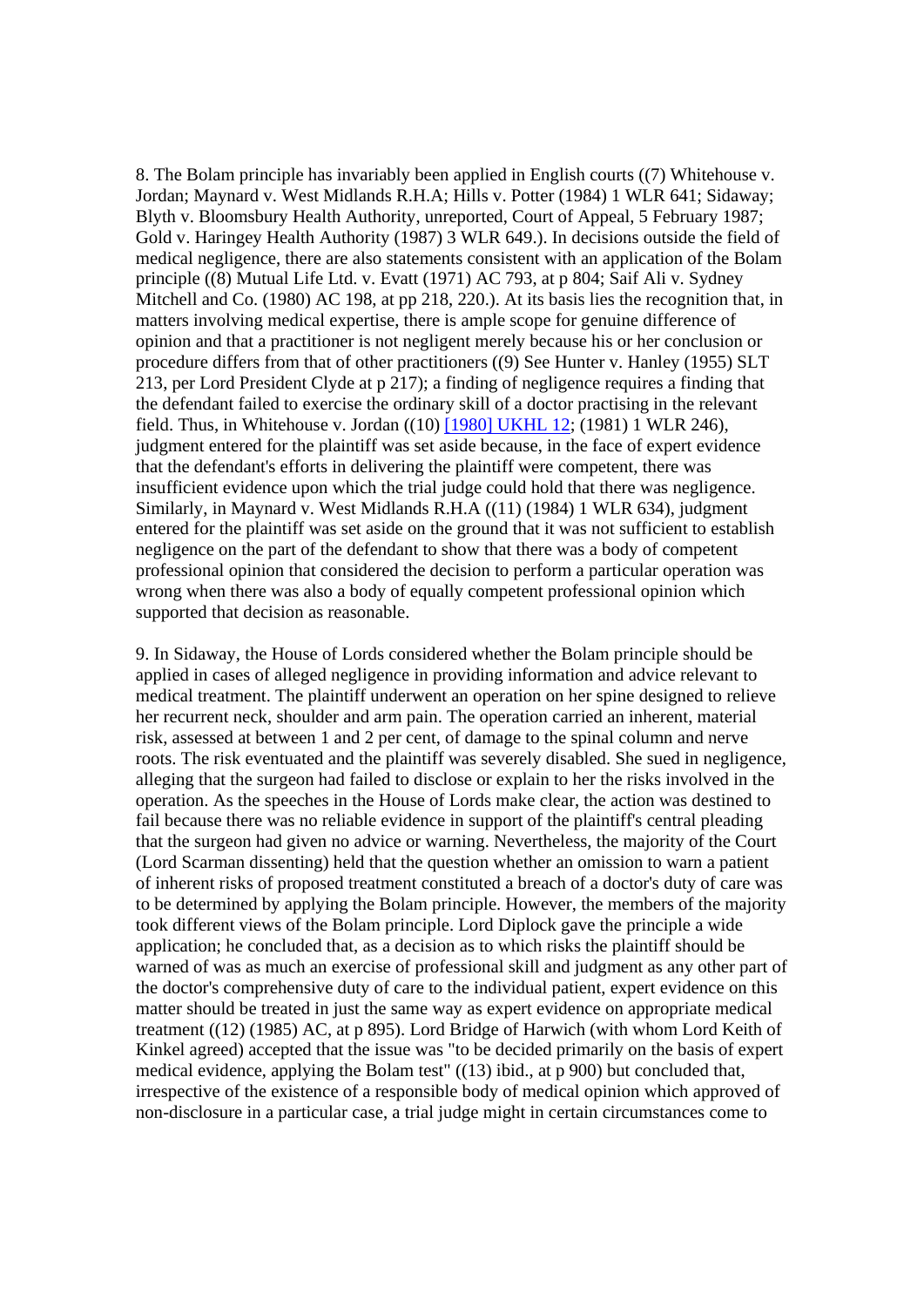8. The Bolam principle has invariably been applied in English courts ((7) Whitehouse v. Jordan; Maynard v. West Midlands R.H.A; Hills v. Potter (1984) 1 WLR 641; Sidaway; Blyth v. Bloomsbury Health Authority, unreported, Court of Appeal, 5 February 1987; Gold v. Haringey Health Authority (1987) 3 WLR 649.). In decisions outside the field of medical negligence, there are also statements consistent with an application of the Bolam principle ((8) Mutual Life Ltd. v. Evatt (1971) AC 793, at p 804; Saif Ali v. Sydney Mitchell and Co. (1980) AC 198, at pp 218, 220.). At its basis lies the recognition that, in matters involving medical expertise, there is ample scope for genuine difference of opinion and that a practitioner is not negligent merely because his or her conclusion or procedure differs from that of other practitioners ((9) See Hunter v. Hanley (1955) SLT 213, per Lord President Clyde at p 217); a finding of negligence requires a finding that the defendant failed to exercise the ordinary skill of a doctor practising in the relevant field. Thus, in Whitehouse v. Jordan ((10) [1980] UKHL 12; (1981) 1 WLR 246), judgment entered for the plaintiff was set aside because, in the face of expert evidence that the defendant's efforts in delivering the plaintiff were competent, there was insufficient evidence upon which the trial judge could hold that there was negligence. Similarly, in Maynard v. West Midlands R.H.A ((11) (1984) 1 WLR 634), judgment entered for the plaintiff was set aside on the ground that it was not sufficient to establish negligence on the part of the defendant to show that there was a body of competent professional opinion that considered the decision to perform a particular operation was wrong when there was also a body of equally competent professional opinion which supported that decision as reasonable.

9. In Sidaway, the House of Lords considered whether the Bolam principle should be applied in cases of alleged negligence in providing information and advice relevant to medical treatment. The plaintiff underwent an operation on her spine designed to relieve her recurrent neck, shoulder and arm pain. The operation carried an inherent, material risk, assessed at between 1 and 2 per cent, of damage to the spinal column and nerve roots. The risk eventuated and the plaintiff was severely disabled. She sued in negligence, alleging that the surgeon had failed to disclose or explain to her the risks involved in the operation. As the speeches in the House of Lords make clear, the action was destined to fail because there was no reliable evidence in support of the plaintiff's central pleading that the surgeon had given no advice or warning. Nevertheless, the majority of the Court (Lord Scarman dissenting) held that the question whether an omission to warn a patient of inherent risks of proposed treatment constituted a breach of a doctor's duty of care was to be determined by applying the Bolam principle. However, the members of the majority took different views of the Bolam principle. Lord Diplock gave the principle a wide application; he concluded that, as a decision as to which risks the plaintiff should be warned of was as much an exercise of professional skill and judgment as any other part of the doctor's comprehensive duty of care to the individual patient, expert evidence on this matter should be treated in just the same way as expert evidence on appropriate medical treatment ((12) (1985) AC, at p 895). Lord Bridge of Harwich (with whom Lord Keith of Kinkel agreed) accepted that the issue was "to be decided primarily on the basis of expert medical evidence, applying the Bolam test" ((13) ibid., at p 900) but concluded that, irrespective of the existence of a responsible body of medical opinion which approved of non-disclosure in a particular case, a trial judge might in certain circumstances come to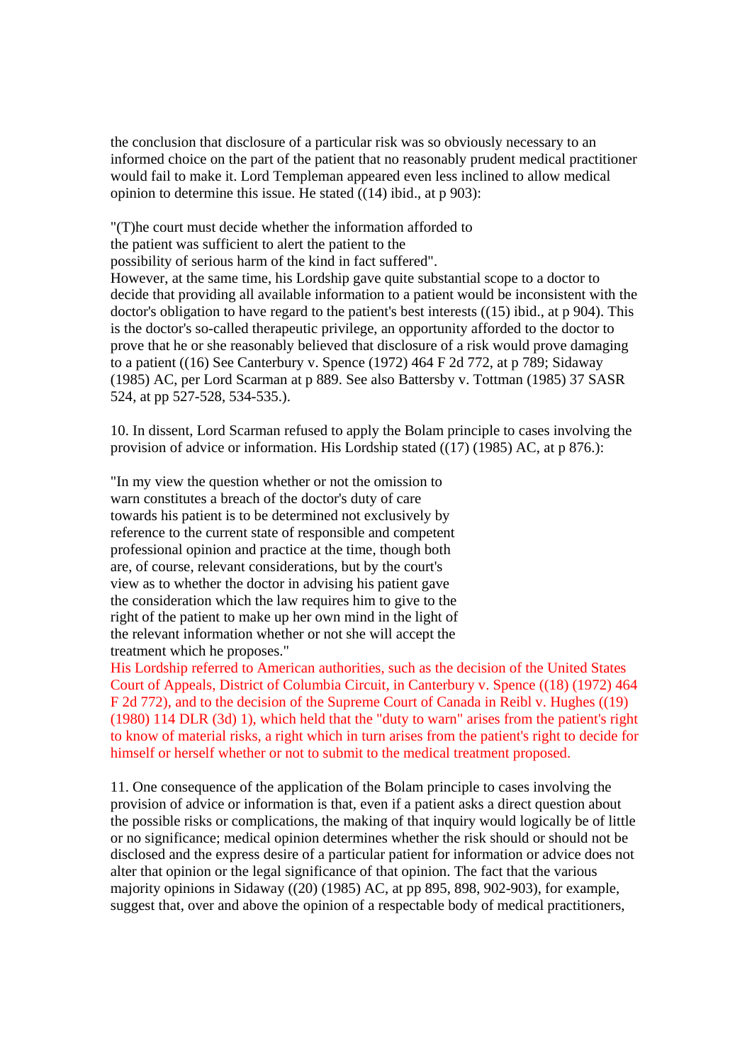the conclusion that disclosure of a particular risk was so obviously necessary to an informed choice on the part of the patient that no reasonably prudent medical practitioner would fail to make it. Lord Templeman appeared even less inclined to allow medical opinion to determine this issue. He stated ((14) ibid., at p 903):

> "(T)he court must decide whether the information afforded to the patient was sufficient to alert the patient to the possibility of serious harm of the kind in fact suffered".

However, at the same time, his Lordship gave quite substantial scope to a doctor to decide that providing all available information to a patient would be inconsistent with the doctor's obligation to have regard to the patient's best interests ((15) ibid., at p 904). This is the doctor's so-called therapeutic privilege, an opportunity afforded to the doctor to prove that he or she reasonably believed that disclosure of a risk would prove damaging to a patient ((16) See Canterbury v. Spence (1972) 464 F 2d 772, at p 789; Sidaway (1985) AC, per Lord Scarman at p 889. See also Battersby v. Tottman (1985) 37 SASR 524, at pp 527-528, 534-535.).

10. In dissent, Lord Scarman refused to apply the Bolam principle to cases involving the provision of advice or information. His Lordship stated ((17) (1985) AC, at p 876.):

> "In my view the question whether or not the omission to warn constitutes a breach of the doctor's duty of care towards his patient is to be determined not exclusively by reference to the current state of responsible and competent professional opinion and practice at the time, though both are, of course, relevant considerations, but by the court's view as to whether the doctor in advising his patient gave the consideration which the law requires him to give to the right of the patient to make up her own mind in the light of the relevant information whether or not she will accept the treatment which he proposes."

His Lordship referred to American authorities, such as the decision of the United States Court of Appeals, District of Columbia Circuit, in Canterbury v. Spence ((18) (1972) 464 F 2d 772), and to the decision of the Supreme Court of Canada in Reibl v. Hughes ((19) (1980) 114 DLR (3d) 1), which held that the "duty to warn" arises from the patient's right to know of material risks, a right which in turn arises from the patient's right to decide for himself or herself whether or not to submit to the medical treatment proposed.

11. One consequence of the application of the Bolam principle to cases involving the provision of advice or information is that, even if a patient asks a direct question about the possible risks or complications, the making of that inquiry would logically be of little or no significance; medical opinion determines whether the risk should or should not be disclosed and the express desire of a particular patient for information or advice does not alter that opinion or the legal significance of that opinion. The fact that the various majority opinions in Sidaway ((20) (1985) AC, at pp 895, 898, 902-903), for example, suggest that, over and above the opinion of a respectable body of medical practitioners,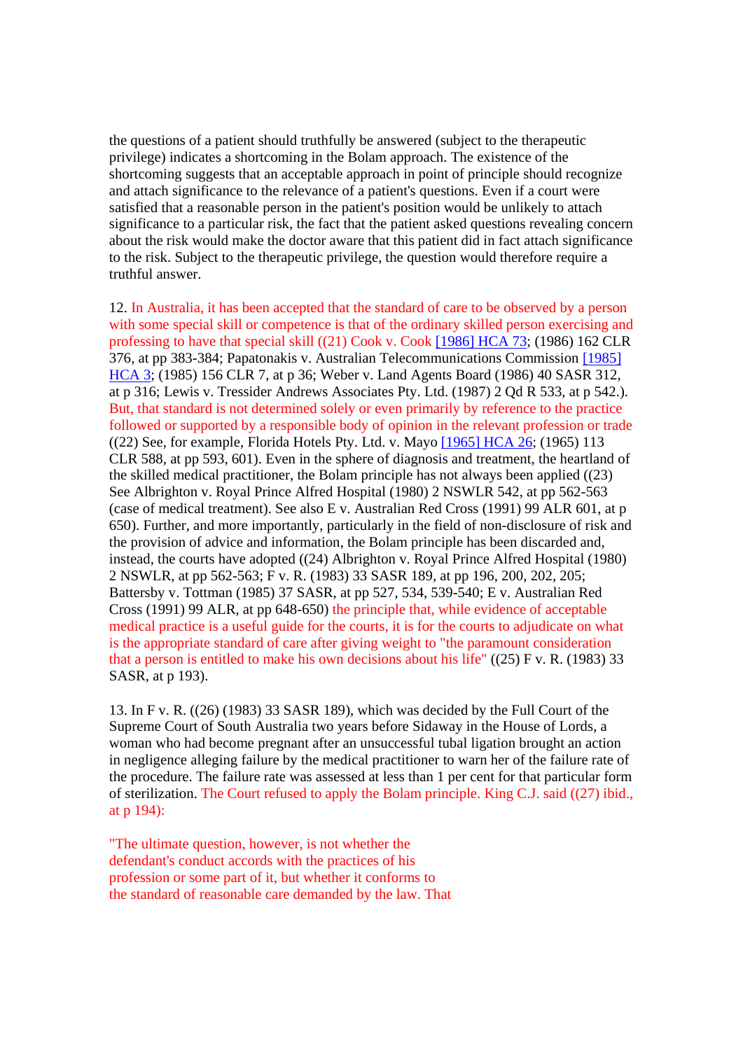the questions of a patient should truthfully be answered (subject to the therapeutic privilege) indicates a shortcoming in the Bolam approach. The existence of the shortcoming suggests that an acceptable approach in point of principle should recognize and attach significance to the relevance of a patient's questions. Even if a court were satisfied that a reasonable person in the patient's position would be unlikely to attach significance to a particular risk, the fact that the patient asked questions revealing concern about the risk would make the doctor aware that this patient did in fact attach significance to the risk. Subject to the therapeutic privilege, the question would therefore require a truthful answer.

12. In Australia, it has been accepted that the standard of care to be observed by a person with some special skill or competence is that of the ordinary skilled person exercising and professing to have that special skill ((21) Cook v. Cook [1986] HCA 73; (1986) 162 CLR 376, at pp 383-384; Papatonakis v. Australian Telecommunications Commission [1985] HCA 3; (1985) 156 CLR 7, at p 36; Weber v. Land Agents Board (1986) 40 SASR 312, at p 316; Lewis v. Tressider Andrews Associates Pty. Ltd. (1987) 2 Qd R 533, at p 542.). But, that standard is not determined solely or even primarily by reference to the practice followed or supported by a responsible body of opinion in the relevant profession or trade ((22) See, for example, Florida Hotels Pty. Ltd. v. Mayo [1965] HCA 26; (1965) 113 CLR 588, at pp 593, 601). Even in the sphere of diagnosis and treatment, the heartland of the skilled medical practitioner, the Bolam principle has not always been applied ((23) See Albrighton v. Royal Prince Alfred Hospital (1980) 2 NSWLR 542, at pp 562-563 (case of medical treatment). See also E v. Australian Red Cross (1991) 99 ALR 601, at p 650). Further, and more importantly, particularly in the field of non-disclosure of risk and the provision of advice and information, the Bolam principle has been discarded and, instead, the courts have adopted ((24) Albrighton v. Royal Prince Alfred Hospital (1980) 2 NSWLR, at pp 562-563; F v. R. (1983) 33 SASR 189, at pp 196, 200, 202, 205; Battersby v. Tottman (1985) 37 SASR, at pp 527, 534, 539-540; E v. Australian Red Cross (1991) 99 ALR, at pp 648-650) the principle that, while evidence of acceptable medical practice is a useful guide for the courts, it is for the courts to adjudicate on what is the appropriate standard of care after giving weight to "the paramount consideration that a person is entitled to make his own decisions about his life" ((25) F v. R. (1983) 33 SASR, at p 193).

13. In F v. R. ((26) (1983) 33 SASR 189), which was decided by the Full Court of the Supreme Court of South Australia two years before Sidaway in the House of Lords, a woman who had become pregnant after an unsuccessful tubal ligation brought an action in negligence alleging failure by the medical practitioner to warn her of the failure rate of the procedure. The failure rate was assessed at less than 1 per cent for that particular form of sterilization. The Court refused to apply the Bolam principle. King C.J. said ((27) ibid., at p 194):

"The ultimate question, however, is not whether the defendant's conduct accords with the practices of his profession or some part of it, but whether it conforms to the standard of reasonable care demanded by the law. That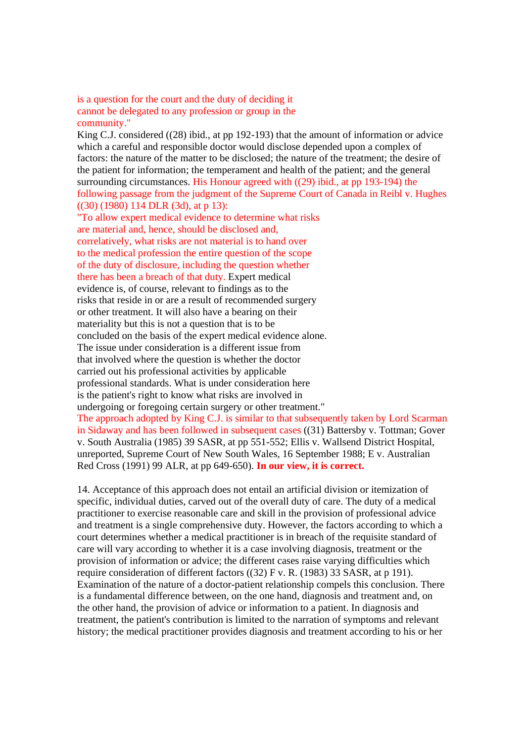is a question for the court and the duty of deciding it cannot be delegated to any profession or group in the community."

King C.J. considered ((28) ibid., at pp 192-193) that the amount of information or advice which a careful and responsible doctor would disclose depended upon a complex of factors: the nature of the matter to be disclosed; the nature of the treatment; the desire of the patient for information; the temperament and health of the patient; and the general surrounding circumstances. His Honour agreed with ((29) ibid., at pp 193-194) the following passage from the judgment of the Supreme Court of Canada in Reibl v. Hughes ((30) (1980) 114 DLR (3d), at p 13):

"To allow expert medical evidence to determine what risks are material and, hence, should be disclosed and, correlatively, what risks are not material is to hand over to the medical profession the entire question of the scope of the duty of disclosure, including the question whether there has been a breach of that duty. Expert medical evidence is, of course, relevant to findings as to the risks that reside in or are a result of recommended surgery or other treatment. It will also have a bearing on their materiality but this is not a question that is to be concluded on the basis of the expert medical evidence alone. The issue under consideration is a different issue from that involved where the question is whether the doctor carried out his professional activities by applicable professional standards. What is under consideration here is the patient's right to know what risks are involved in undergoing or foregoing certain surgery or other treatment."

The approach adopted by King C.J. is similar to that subsequently taken by Lord Scarman in Sidaway and has been followed in subsequent cases ((31) Battersby v. Tottman; Gover v. South Australia (1985) 39 SASR, at pp 551-552; Ellis v. Wallsend District Hospital, unreported, Supreme Court of New South Wales, 16 September 1988; E v. Australian Red Cross (1991) 99 ALR, at pp 649-650). **In our view, it is correct.**

14. Acceptance of this approach does not entail an artificial division or itemization of specific, individual duties, carved out of the overall duty of care. The duty of a medical practitioner to exercise reasonable care and skill in the provision of professional advice and treatment is a single comprehensive duty. However, the factors according to which a court determines whether a medical practitioner is in breach of the requisite standard of care will vary according to whether it is a case involving diagnosis, treatment or the provision of information or advice; the different cases raise varying difficulties which require consideration of different factors ((32) F v. R. (1983) 33 SASR, at p 191). Examination of the nature of a doctor-patient relationship compels this conclusion. There is a fundamental difference between, on the one hand, diagnosis and treatment and, on the other hand, the provision of advice or information to a patient. In diagnosis and treatment, the patient's contribution is limited to the narration of symptoms and relevant history; the medical practitioner provides diagnosis and treatment according to his or her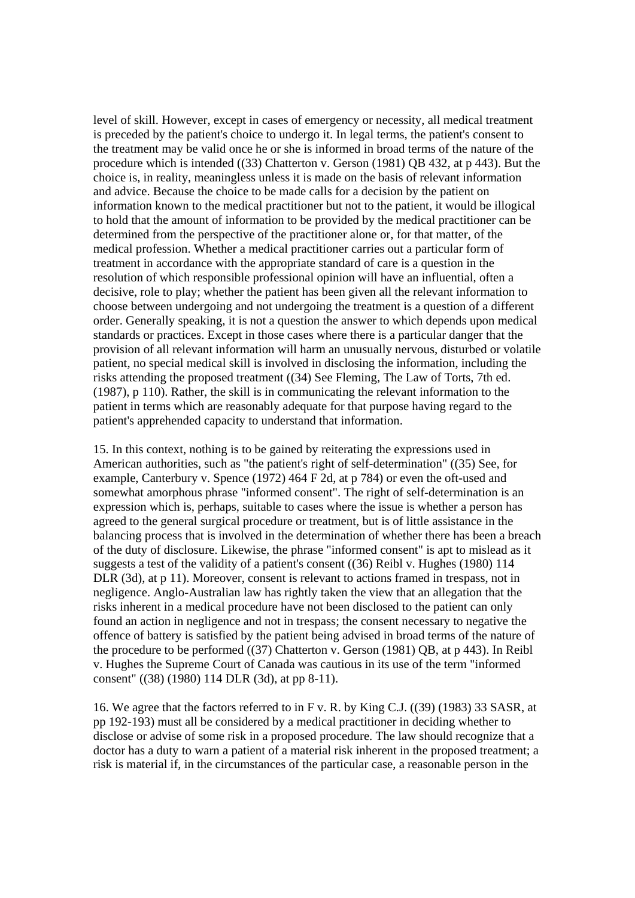level of skill. However, except in cases of emergency or necessity, all medical treatment is preceded by the patient's choice to undergo it. In legal terms, the patient's consent to the treatment may be valid once he or she is informed in broad terms of the nature of the procedure which is intended ((33) Chatterton v. Gerson (1981) QB 432, at p 443). But the choice is, in reality, meaningless unless it is made on the basis of relevant information and advice. Because the choice to be made calls for a decision by the patient on information known to the medical practitioner but not to the patient, it would be illogical to hold that the amount of information to be provided by the medical practitioner can be determined from the perspective of the practitioner alone or, for that matter, of the medical profession. Whether a medical practitioner carries out a particular form of treatment in accordance with the appropriate standard of care is a question in the resolution of which responsible professional opinion will have an influential, often a decisive, role to play; whether the patient has been given all the relevant information to choose between undergoing and not undergoing the treatment is a question of a different order. Generally speaking, it is not a question the answer to which depends upon medical standards or practices. Except in those cases where there is a particular danger that the provision of all relevant information will harm an unusually nervous, disturbed or volatile patient, no special medical skill is involved in disclosing the information, including the risks attending the proposed treatment ((34) See Fleming, The Law of Torts, 7th ed. (1987), p 110). Rather, the skill is in communicating the relevant information to the patient in terms which are reasonably adequate for that purpose having regard to the patient's apprehended capacity to understand that information.

15. In this context, nothing is to be gained by reiterating the expressions used in American authorities, such as "the patient's right of self-determination" ((35) See, for example, Canterbury v. Spence (1972) 464 F 2d, at p 784) or even the oft-used and somewhat amorphous phrase "informed consent". The right of self-determination is an expression which is, perhaps, suitable to cases where the issue is whether a person has agreed to the general surgical procedure or treatment, but is of little assistance in the balancing process that is involved in the determination of whether there has been a breach of the duty of disclosure. Likewise, the phrase "informed consent" is apt to mislead as it suggests a test of the validity of a patient's consent ((36) Reibl v. Hughes (1980) 114 DLR (3d), at p 11). Moreover, consent is relevant to actions framed in trespass, not in negligence. Anglo-Australian law has rightly taken the view that an allegation that the risks inherent in a medical procedure have not been disclosed to the patient can only found an action in negligence and not in trespass; the consent necessary to negative the offence of battery is satisfied by the patient being advised in broad terms of the nature of the procedure to be performed ((37) Chatterton v. Gerson (1981) QB, at p 443). In Reibl v. Hughes the Supreme Court of Canada was cautious in its use of the term "informed consent" ((38) (1980) 114 DLR (3d), at pp 8-11).

16. We agree that the factors referred to in F v. R. by King C.J. ((39) (1983) 33 SASR, at pp 192-193) must all be considered by a medical practitioner in deciding whether to disclose or advise of some risk in a proposed procedure. The law should recognize that a doctor has a duty to warn a patient of a material risk inherent in the proposed treatment; a risk is material if, in the circumstances of the particular case, a reasonable person in the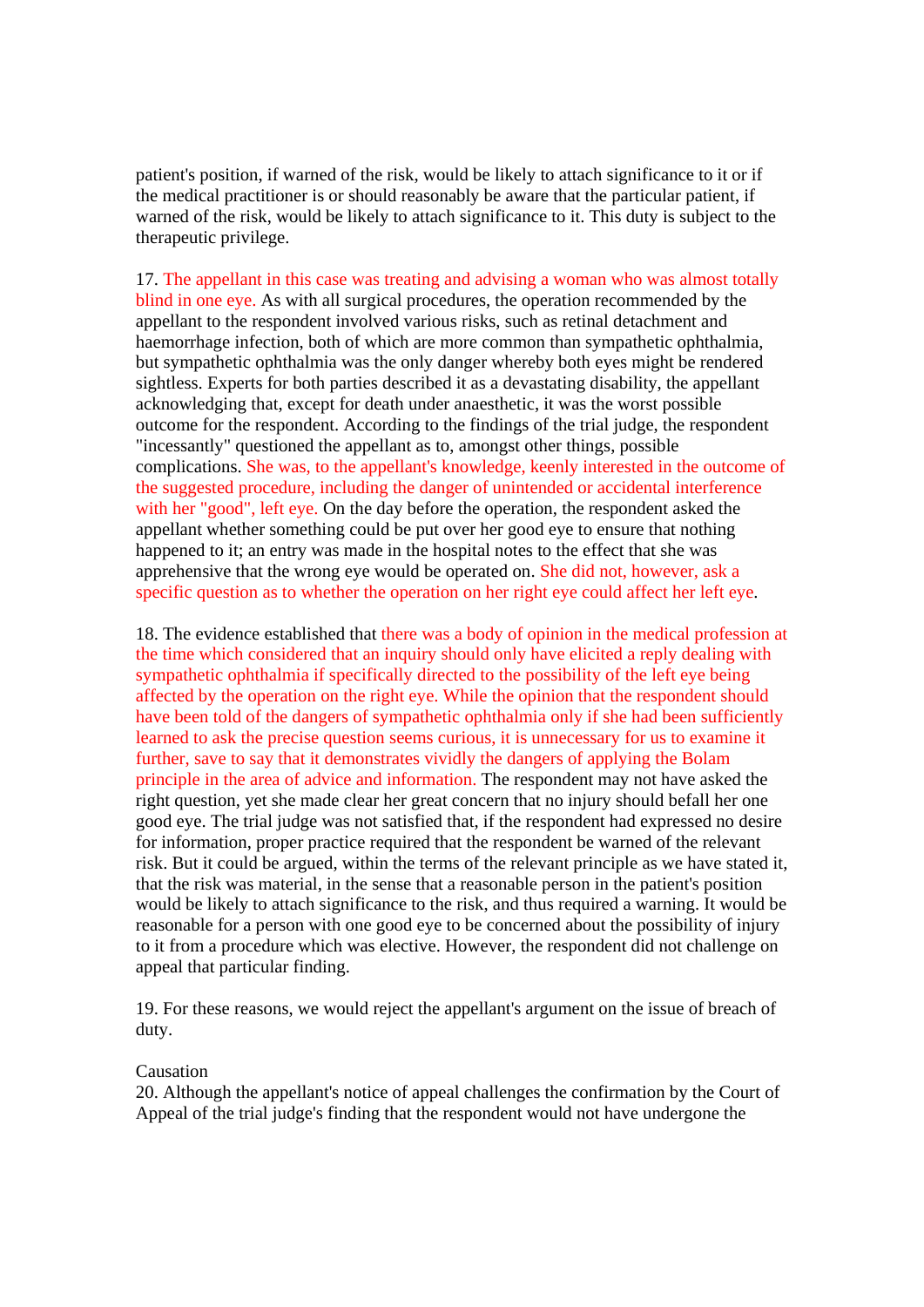patient's position, if warned of the risk, would be likely to attach significance to it or if the medical practitioner is or should reasonably be aware that the particular patient, if warned of the risk, would be likely to attach significance to it. This duty is subject to the therapeutic privilege.

17. The appellant in this case was treating and advising a woman who was almost totally blind in one eye. As with all surgical procedures, the operation recommended by the appellant to the respondent involved various risks, such as retinal detachment and haemorrhage infection, both of which are more common than sympathetic ophthalmia, but sympathetic ophthalmia was the only danger whereby both eyes might be rendered sightless. Experts for both parties described it as a devastating disability, the appellant acknowledging that, except for death under anaesthetic, it was the worst possible outcome for the respondent. According to the findings of the trial judge, the respondent "incessantly" questioned the appellant as to, amongst other things, possible complications. She was, to the appellant's knowledge, keenly interested in the outcome of the suggested procedure, including the danger of unintended or accidental interference with her "good", left eye. On the day before the operation, the respondent asked the appellant whether something could be put over her good eye to ensure that nothing happened to it; an entry was made in the hospital notes to the effect that she was apprehensive that the wrong eye would be operated on. She did not, however, ask a specific question as to whether the operation on her right eye could affect her left eye.

18. The evidence established that there was a body of opinion in the medical profession at the time which considered that an inquiry should only have elicited a reply dealing with sympathetic ophthalmia if specifically directed to the possibility of the left eye being affected by the operation on the right eye. While the opinion that the respondent should have been told of the dangers of sympathetic ophthalmia only if she had been sufficiently learned to ask the precise question seems curious, it is unnecessary for us to examine it further, save to say that it demonstrates vividly the dangers of applying the Bolam principle in the area of advice and information. The respondent may not have asked the right question, yet she made clear her great concern that no injury should befall her one good eye. The trial judge was not satisfied that, if the respondent had expressed no desire for information, proper practice required that the respondent be warned of the relevant risk. But it could be argued, within the terms of the relevant principle as we have stated it, that the risk was material, in the sense that a reasonable person in the patient's position would be likely to attach significance to the risk, and thus required a warning. It would be reasonable for a person with one good eye to be concerned about the possibility of injury to it from a procedure which was elective. However, the respondent did not challenge on appeal that particular finding.

19. For these reasons, we would reject the appellant's argument on the issue of breach of duty.

Causation

20. Although the appellant's notice of appeal challenges the confirmation by the Court of Appeal of the trial judge's finding that the respondent would not have undergone the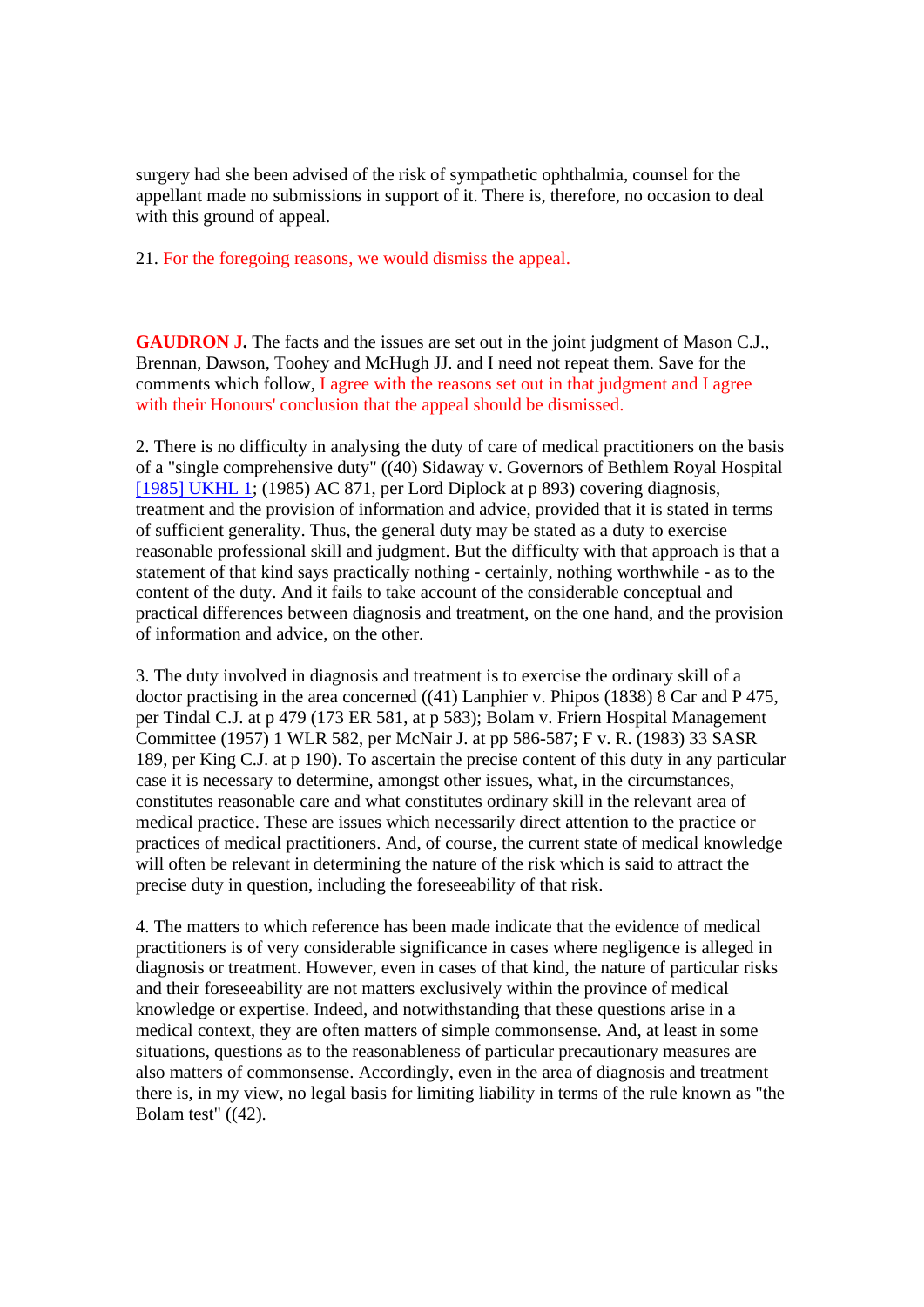surgery had she been advised of the risk of sympathetic ophthalmia, counsel for the appellant made no submissions in support of it. There is, therefore, no occasion to deal with this ground of appeal.

21. For the foregoing reasons, we would dismiss the appeal.

**GAUDRON J.** The facts and the issues are set out in the joint judgment of Mason C.J., Brennan, Dawson, Toohey and McHugh JJ. and I need not repeat them. Save for the comments which follow, I agree with the reasons set out in that judgment and I agree with their Honours' conclusion that the appeal should be dismissed.

2. There is no difficulty in analysing the duty of care of medical practitioners on the basis of a "single comprehensive duty" ((40) Sidaway v. Governors of Bethlem Royal Hospital [1985] UKHL 1; (1985) AC 871, per Lord Diplock at p 893) covering diagnosis, treatment and the provision of information and advice, provided that it is stated in terms of sufficient generality. Thus, the general duty may be stated as a duty to exercise reasonable professional skill and judgment. But the difficulty with that approach is that a statement of that kind says practically nothing - certainly, nothing worthwhile - as to the content of the duty. And it fails to take account of the considerable conceptual and practical differences between diagnosis and treatment, on the one hand, and the provision of information and advice, on the other.

3. The duty involved in diagnosis and treatment is to exercise the ordinary skill of a doctor practising in the area concerned ((41) Lanphier v. Phipos (1838) 8 Car and P 475, per Tindal C.J. at p 479 (173 ER 581, at p 583); Bolam v. Friern Hospital Management Committee (1957) 1 WLR 582, per McNair J. at pp 586-587; F v. R. (1983) 33 SASR 189, per King C.J. at p 190). To ascertain the precise content of this duty in any particular case it is necessary to determine, amongst other issues, what, in the circumstances, constitutes reasonable care and what constitutes ordinary skill in the relevant area of medical practice. These are issues which necessarily direct attention to the practice or practices of medical practitioners. And, of course, the current state of medical knowledge will often be relevant in determining the nature of the risk which is said to attract the precise duty in question, including the foreseeability of that risk.

4. The matters to which reference has been made indicate that the evidence of medical practitioners is of very considerable significance in cases where negligence is alleged in diagnosis or treatment. However, even in cases of that kind, the nature of particular risks and their foreseeability are not matters exclusively within the province of medical knowledge or expertise. Indeed, and notwithstanding that these questions arise in a medical context, they are often matters of simple commonsense. And, at least in some situations, questions as to the reasonableness of particular precautionary measures are also matters of commonsense. Accordingly, even in the area of diagnosis and treatment there is, in my view, no legal basis for limiting liability in terms of the rule known as "the Bolam test" ((42).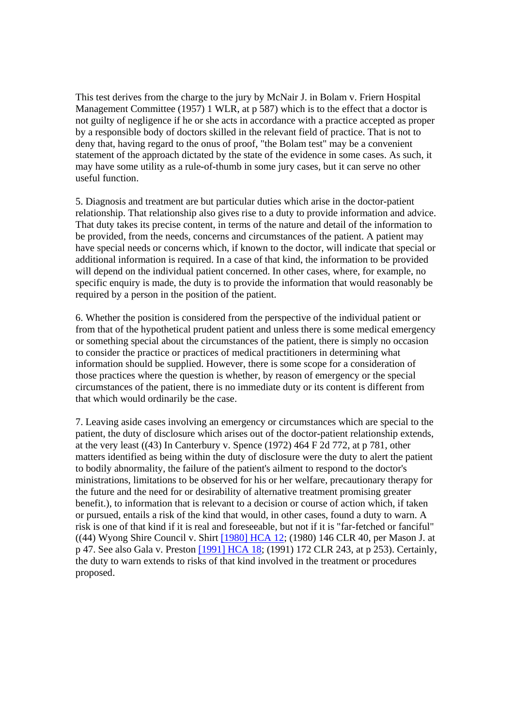This test derives from the charge to the jury by McNair J. in Bolam v. Friern Hospital Management Committee (1957) 1 WLR, at p 587) which is to the effect that a doctor is not guilty of negligence if he or she acts in accordance with a practice accepted as proper by a responsible body of doctors skilled in the relevant field of practice. That is not to deny that, having regard to the onus of proof, "the Bolam test" may be a convenient statement of the approach dictated by the state of the evidence in some cases. As such, it may have some utility as a rule-of-thumb in some jury cases, but it can serve no other useful function.

5. Diagnosis and treatment are but particular duties which arise in the doctor-patient relationship. That relationship also gives rise to a duty to provide information and advice. That duty takes its precise content, in terms of the nature and detail of the information to be provided, from the needs, concerns and circumstances of the patient. A patient may have special needs or concerns which, if known to the doctor, will indicate that special or additional information is required. In a case of that kind, the information to be provided will depend on the individual patient concerned. In other cases, where, for example, no specific enquiry is made, the duty is to provide the information that would reasonably be required by a person in the position of the patient.

6. Whether the position is considered from the perspective of the individual patient or from that of the hypothetical prudent patient and unless there is some medical emergency or something special about the circumstances of the patient, there is simply no occasion to consider the practice or practices of medical practitioners in determining what information should be supplied. However, there is some scope for a consideration of those practices where the question is whether, by reason of emergency or the special circumstances of the patient, there is no immediate duty or its content is different from that which would ordinarily be the case.

7. Leaving aside cases involving an emergency or circumstances which are special to the patient, the duty of disclosure which arises out of the doctor-patient relationship extends, at the very least ((43) In Canterbury v. Spence (1972) 464 F 2d 772, at p 781, other matters identified as being within the duty of disclosure were the duty to alert the patient to bodily abnormality, the failure of the patient's ailment to respond to the doctor's ministrations, limitations to be observed for his or her welfare, precautionary therapy for the future and the need for or desirability of alternative treatment promising greater benefit.), to information that is relevant to a decision or course of action which, if taken or pursued, entails a risk of the kind that would, in other cases, found a duty to warn. A risk is one of that kind if it is real and foreseeable, but not if it is "far-fetched or fanciful" ((44) Wyong Shire Council v. Shirt [1980] HCA 12; (1980) 146 CLR 40, per Mason J. at p 47. See also Gala v. Preston [1991] HCA 18; (1991) 172 CLR 243, at p 253). Certainly, the duty to warn extends to risks of that kind involved in the treatment or procedures proposed.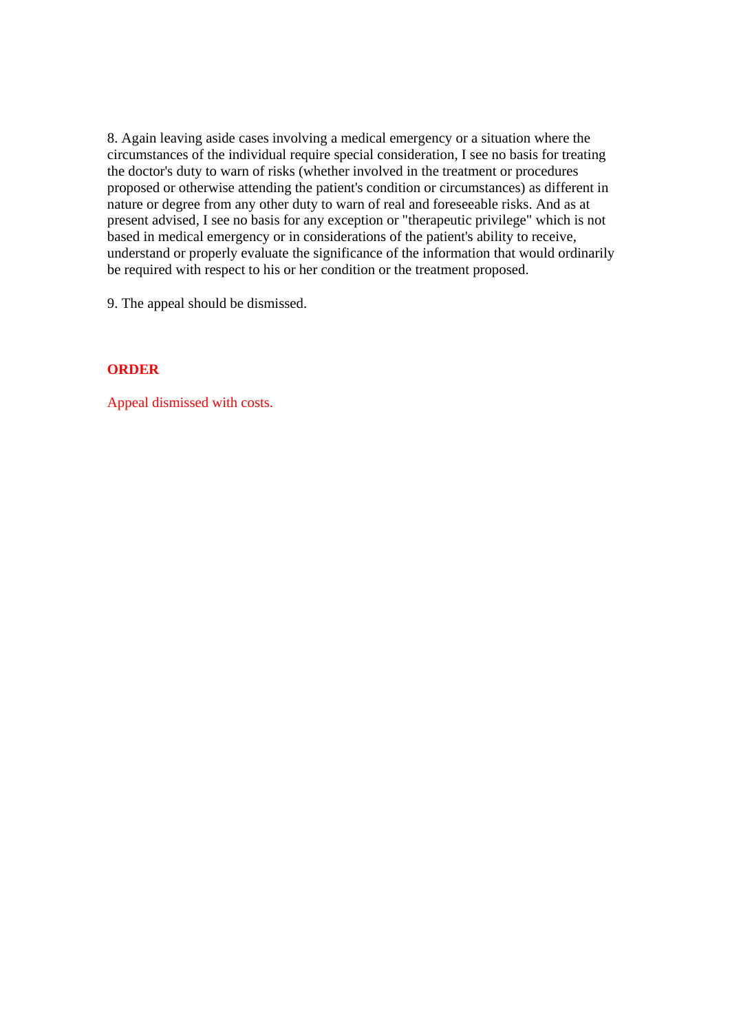8. Again leaving aside cases involving a medical emergency or a situation where the circumstances of the individual require special consideration, I see no basis for treating the doctor's duty to warn of risks (whether involved in the treatment or procedures proposed or otherwise attending the patient's condition or circumstances) as different in nature or degree from any other duty to warn of real and foreseeable risks. And as at present advised, I see no basis for any exception or "therapeutic privilege" which is not based in medical emergency or in considerations of the patient's ability to receive, understand or properly evaluate the significance of the information that would ordinarily be required with respect to his or her condition or the treatment proposed.

9. The appeal should be dismissed.

**ORDER**

Appeal dismissed with costs.